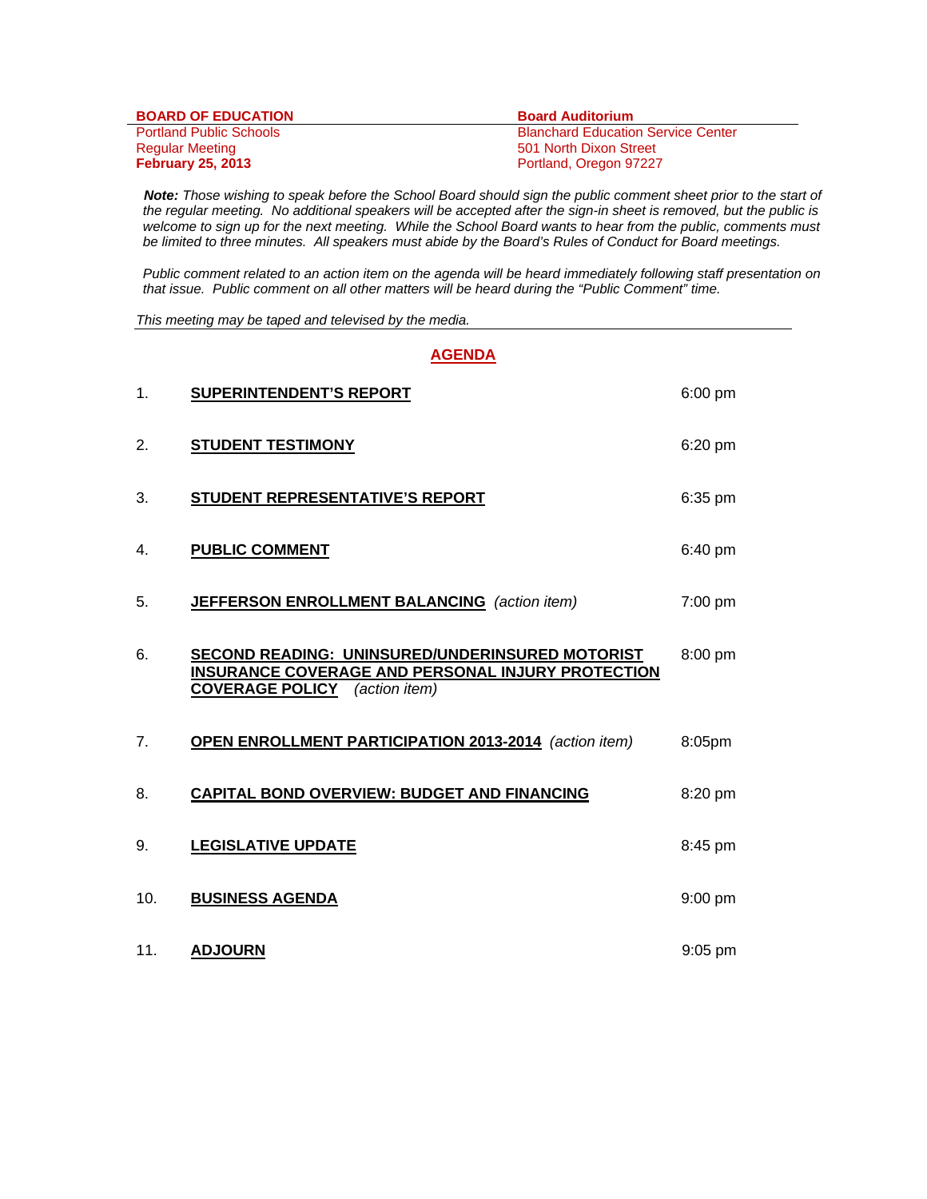**BOARD OF EDUCATION**
Portland Public Schools
Regular Meeting
**February 25, 2013**

**Board Auditorium**
Blanchard Education Service Center
501 North Dixon Street
Portland, Oregon 97227

***Note:*** *Those wishing to speak before the School Board should sign the public comment sheet prior to the start of the regular meeting. No additional speakers will be accepted after the sign-in sheet is removed, but the public is welcome to sign up for the next meeting. While the School Board wants to hear from the public, comments must be limited to three minutes. All speakers must abide by the Board's Rules of Conduct for Board meetings.*

*Public comment related to an action item on the agenda will be heard immediately following staff presentation on that issue. Public comment on all other matters will be heard during the "Public Comment" time.*

*This meeting may be taped and televised by the media.*

## AGENDA

| | | |
|---|---|---|
| 1. | **SUPERINTENDENT'S REPORT** | 6:00 pm |
| 2. | **STUDENT TESTIMONY** | 6:20 pm |
| 3. | **STUDENT REPRESENTATIVE'S REPORT** | 6:35 pm |
| 4. | **PUBLIC COMMENT** | 6:40 pm |
| 5. | **JEFFERSON ENROLLMENT BALANCING** *(action item)* | 7:00 pm |
| 6. | **SECOND READING: UNINSURED/UNDERINSURED MOTORIST INSURANCE COVERAGE AND PERSONAL INJURY PROTECTION COVERAGE POLICY** *(action item)* | 8:00 pm |
| 7. | **OPEN ENROLLMENT PARTICIPATION 2013-2014** *(action item)* | 8:05pm |
| 8. | **CAPITAL BOND OVERVIEW: BUDGET AND FINANCING** | 8:20 pm |
| 9. | **LEGISLATIVE UPDATE** | 8:45 pm |
| 10. | **BUSINESS AGENDA** | 9:00 pm |
| 11. | **ADJOURN** | 9:05 pm |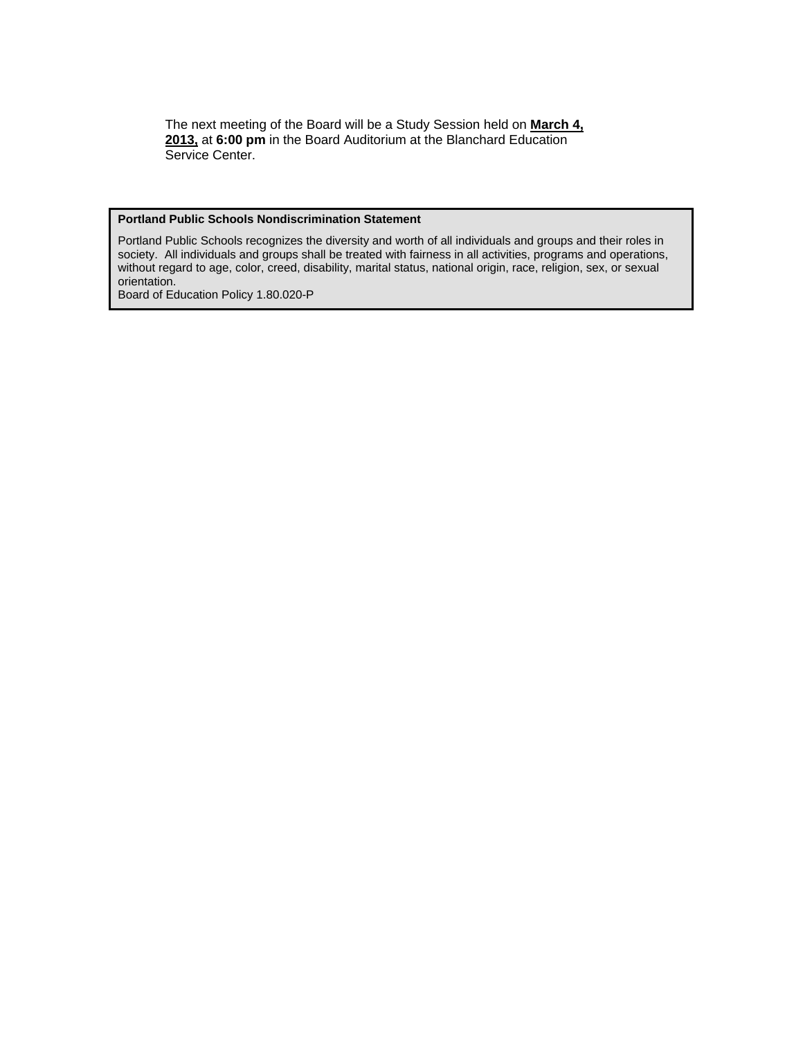The next meeting of the Board will be a Study Session held on **March 4, 2013,** at **6:00 pm** in the Board Auditorium at the Blanchard Education Service Center.

**Portland Public Schools Nondiscrimination Statement**

Portland Public Schools recognizes the diversity and worth of all individuals and groups and their roles in society. All individuals and groups shall be treated with fairness in all activities, programs and operations, without regard to age, color, creed, disability, marital status, national origin, race, religion, sex, or sexual orientation.

Board of Education Policy 1.80.020-P